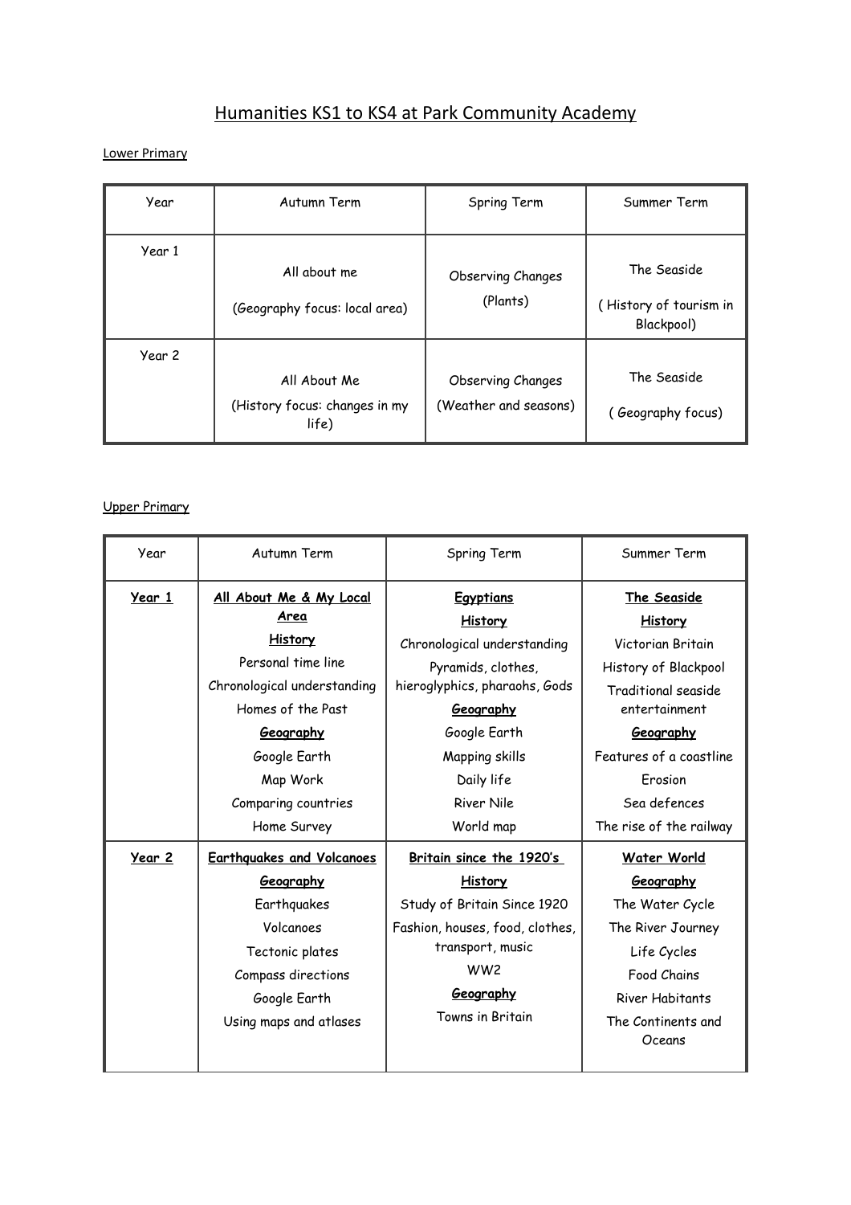# Humanities KS1 to KS4 at Park Community Academy

Lower Primary

| Year | Autumn Term | Spring Term | Summer Term |
|---|---|---|---|
| Year 1 | All about me<br>(Geography focus: local area) | Observing Changes<br>(Plants) | The Seaside<br>( History of tourism in Blackpool) |
| Year 2 | All About Me<br>(History focus: changes in my life) | Observing Changes<br>(Weather and seasons) | The Seaside<br>( Geography focus) |

Upper Primary

| Year | Autumn Term | Spring Term | Summer Term |
|---|---|---|---|
| **Year 1** | **All About Me & My Local Area**<br>**History**<br>Personal time line<br>Chronological understanding<br>Homes of the Past<br>**Geography**<br>Google Earth<br>Map Work<br>Comparing countries<br>Home Survey | **Egyptians**<br>**History**<br>Chronological understanding<br>Pyramids, clothes, hieroglyphics, pharaohs, Gods<br>**Geography**<br>Google Earth<br>Mapping skills<br>Daily life<br>River Nile<br>World map | **The Seaside**<br>**History**<br>Victorian Britain<br>History of Blackpool<br>Traditional seaside entertainment<br>**Geography**<br>Features of a coastline<br>Erosion<br>Sea defences<br>The rise of the railway |
| **Year 2** | **Earthquakes and Volcanoes**<br>**Geography**<br>Earthquakes<br>Volcanoes<br>Tectonic plates<br>Compass directions<br>Google Earth<br>Using maps and atlases | **Britain since the 1920's**<br>**History**<br>Study of Britain Since 1920<br>Fashion, houses, food, clothes, transport, music<br>WW2<br>**Geography**<br>Towns in Britain | **Water World**<br>**Geography**<br>The Water Cycle<br>The River Journey<br>Life Cycles<br>Food Chains<br>River Habitants<br>The Continents and Oceans |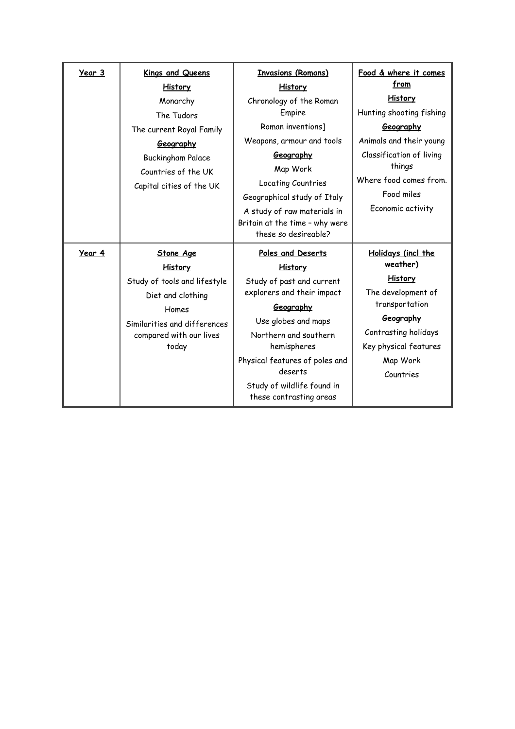| Year 3 | **Kings and Queens**<br>**History**<br>Monarchy<br>The Tudors<br>The current Royal Family<br>**Geography**<br>Buckingham Palace<br>Countries of the UK<br>Capital cities of the UK | **Invasions (Romans)**<br>**History**<br>Chronology of the Roman Empire<br>Roman inventions]<br>Weapons, armour and tools<br>**Geography**<br>Map Work<br>Locating Countries<br>Geographical study of Italy<br>A study of raw materials in Britain at the time – why were these so desireable? | **Food & where it comes from**<br>**History**<br>Hunting shooting fishing<br>**Geography**<br>Animals and their young<br>Classification of living things<br>Where food comes from.<br>Food miles<br>Economic activity |
|---|---|---|---|
| Year 4 | **Stone Age**<br>**History**<br>Study of tools and lifestyle<br>Diet and clothing<br>Homes<br>Similarities and differences compared with our lives today | **Poles and Deserts**<br>**History**<br>Study of past and current explorers and their impact<br>**Geography**<br>Use globes and maps<br>Northern and southern hemispheres<br>Physical features of poles and deserts<br>Study of wildlife found in these contrasting areas | **Holidays (incl the weather)**<br>**History**<br>The development of transportation<br>**Geography**<br>Contrasting holidays<br>Key physical features<br>Map Work<br>Countries |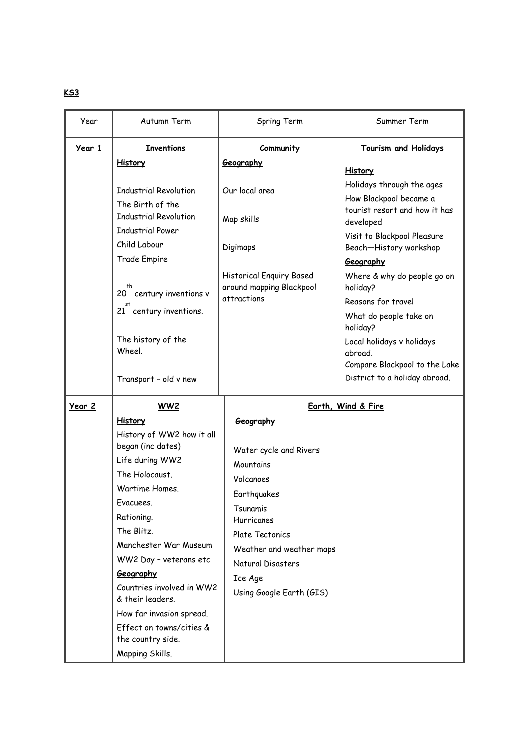**KS3**

| Year | Autumn Term | Spring Term | Summer Term |
|---|---|---|---|
| **Year 1** | **Inventions**<br>**History**<br>Industrial Revolution<br>The Birth of the Industrial Revolution<br>Industrial Power<br>Child Labour<br>Trade Empire<br>20th century inventions v 21st century inventions.<br>The history of the Wheel.<br>Transport – old v new | **Community**<br>**Geography**<br>Our local area<br>Map skills<br>Digimaps<br>Historical Enquiry Based around mapping Blackpool attractions | **Tourism and Holidays**<br>**History**<br>Holidays through the ages<br>How Blackpool became a tourist resort and how it has developed<br>Visit to Blackpool Pleasure Beach—History workshop<br>**Geography**<br>Where & why do people go on holiday?<br>Reasons for travel<br>What do people take on holiday?<br>Local holidays v holidays abroad.<br>Compare Blackpool to the Lake District to a holiday abroad. |
| **Year 2** | **WW2**<br>**History**<br>History of WW2 how it all began (inc dates)<br>Life during WW2<br>The Holocaust.<br>Wartime Homes.<br>Evacuees.<br>Rationing.<br>The Blitz.<br>Manchester War Museum<br>WW2 Day – veterans etc<br>**Geography**<br>Countries involved in WW2 & their leaders.<br>How far invasion spread.<br>Effect on towns/cities & the country side.<br>Mapping Skills. | **Earth, Wind & Fire**<br>**Geography**<br>Water cycle and Rivers<br>Mountains<br>Volcanoes<br>Earthquakes<br>Tsunamis<br>Hurricanes<br>Plate Tectonics<br>Weather and weather maps<br>Natural Disasters<br>Ice Age<br>Using Google Earth (GIS) | |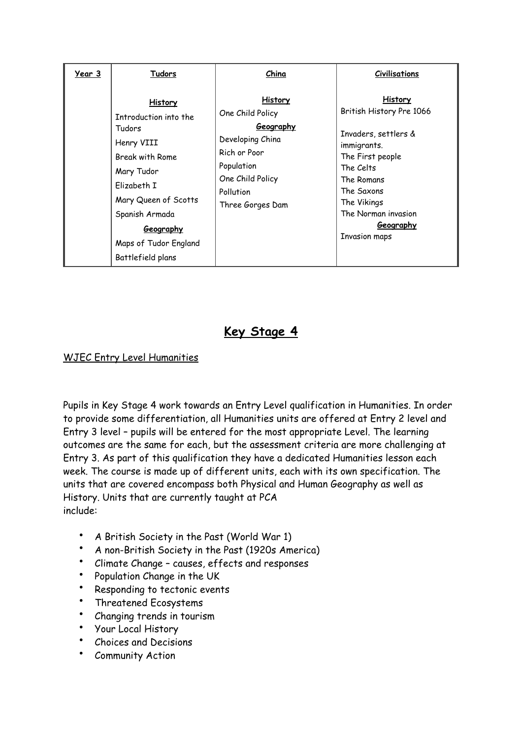| Year 3 | Tudors | China | Civilisations |
|---|---|---|---|
| | **History**<br>Introduction into the Tudors<br>Henry VIII<br>Break with Rome<br>Mary Tudor<br>Elizabeth I<br>Mary Queen of Scotts<br>Spanish Armada<br>**Geography**<br>Maps of Tudor England<br>Battlefield plans | **History**<br>One Child Policy<br>**Geography**<br>Developing China<br>Rich or Poor<br>Population<br>One Child Policy<br>Pollution<br>Three Gorges Dam | **History**<br>British History Pre 1066<br><br>Invaders, settlers & immigrants.<br>The First people<br>The Celts<br>The Romans<br>The Saxons<br>The Vikings<br>The Norman invasion<br>**Geography**<br>Invasion maps |

# Key Stage 4

WJEC Entry Level Humanities

Pupils in Key Stage 4 work towards an Entry Level qualification in Humanities. In order to provide some differentiation, all Humanities units are offered at Entry 2 level and Entry 3 level – pupils will be entered for the most appropriate Level. The learning outcomes are the same for each, but the assessment criteria are more challenging at Entry 3. As part of this qualification they have a dedicated Humanities lesson each week. The course is made up of different units, each with its own specification. The units that are covered encompass both Physical and Human Geography as well as History. Units that are currently taught at PCA include:

- A British Society in the Past (World War 1)
- A non-British Society in the Past (1920s America)
- Climate Change – causes, effects and responses
- Population Change in the UK
- Responding to tectonic events
- Threatened Ecosystems
- Changing trends in tourism
- Your Local History
- Choices and Decisions
- Community Action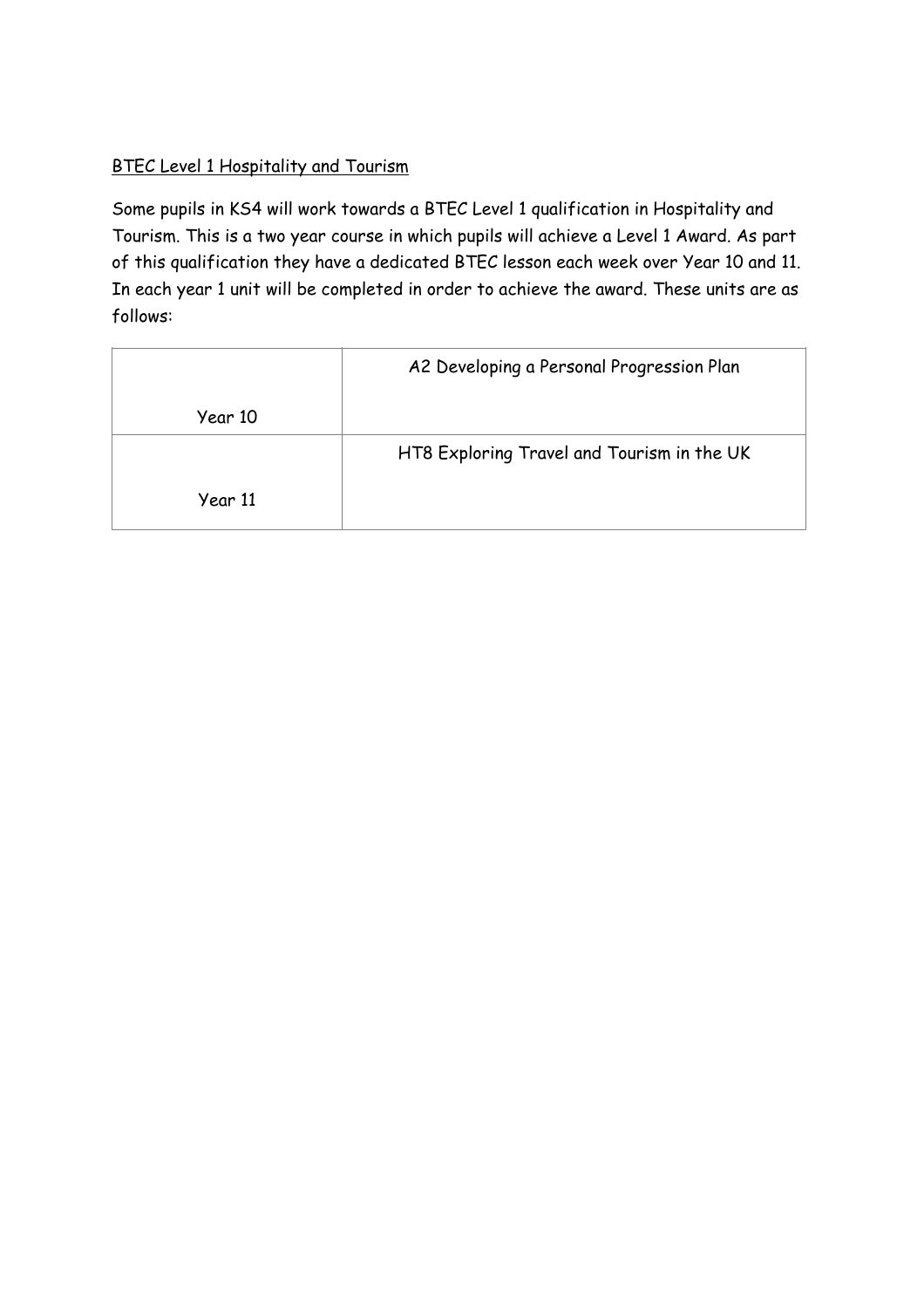BTEC Level 1 Hospitality and Tourism

Some pupils in KS4 will work towards a BTEC Level 1 qualification in Hospitality and Tourism. This is a two year course in which pupils will achieve a Level 1 Award. As part of this qualification they have a dedicated BTEC lesson each week over Year 10 and 11. In each year 1 unit will be completed in order to achieve the award. These units are as follows:

| | |
|---|---|
| Year 10 | A2 Developing a Personal Progression Plan |
| Year 11 | HT8 Exploring Travel and Tourism in the UK |